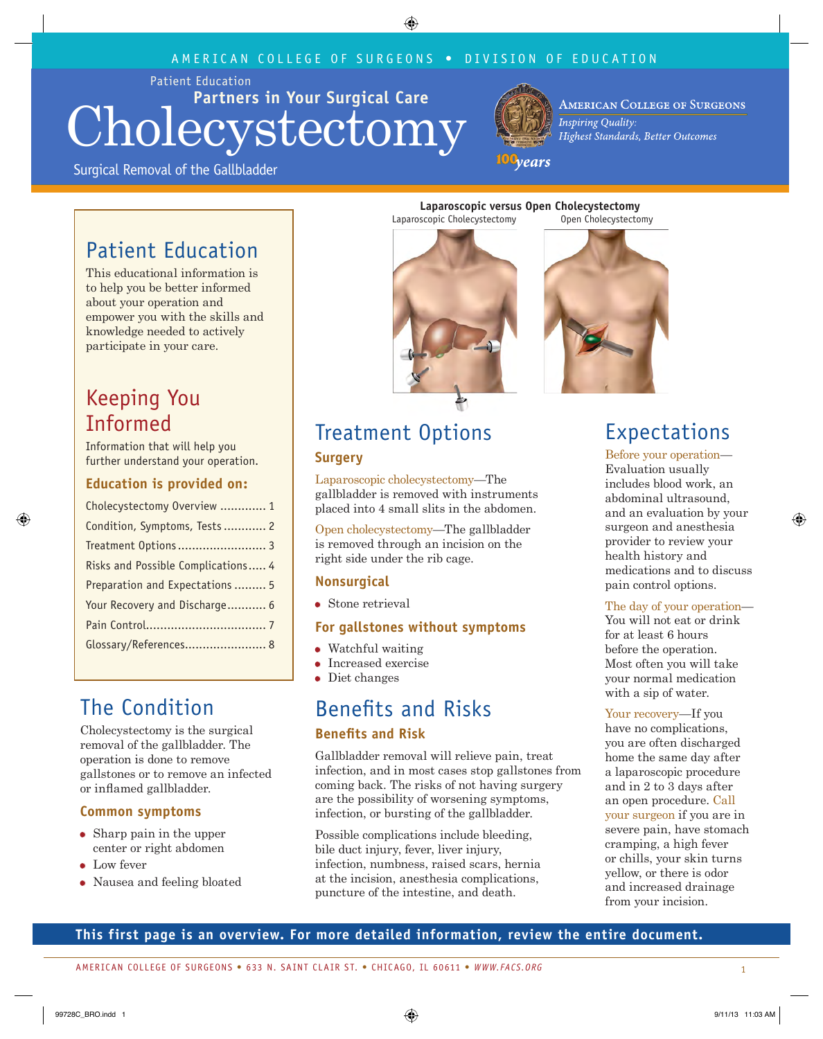AMERICAN COLLEGE OF SURGEONS • DIVISION OF EDUCATION

Patient Education

**Partners in Your Surgical Care**

# Cholecystectomy

Surgical Removal of the Gallbladder

American College of Surgeons

*Inspiring Quality: Highest Standards, Better Outcomes*

100 *years*

## Patient Education

This educational information is to help you be better informed about your operation and empower you with the skills and knowledge needed to actively participate in your care.

## Keeping You Informed

Information that will help you further understand your operation.

### Education is provided on:

- Cholecystectomy Overview ............. 1
- Condition, Symptoms, Tests ............ 2
- Treatment Options ......................... 3
- Risks and Possible Complications ..... 4
- Preparation and Expectations ......... 5
- Your Recovery and Discharge........... 6
- Pain Control.................................. 7
- Glossary/References....................... 8

## The Condition

Cholecystectomy is the surgical removal of the gallbladder. The operation is done to remove gallstones or to remove an infected or inflamed gallbladder.

### Common symptoms

- Sharp pain in the upper center or right abdomen
- Low fever
- Nausea and feeling bloated

**Laparoscopic versus Open Cholecystectomy**

Laparoscopic Cholecystectomy    Open Cholecystectomy

## Treatment Options

### Surgery

Laparoscopic cholecystectomy—The gallbladder is removed with instruments placed into 4 small slits in the abdomen.

Open cholecystectomy—The gallbladder is removed through an incision on the right side under the rib cage.

### Nonsurgical

- Stone retrieval

### For gallstones without symptoms

- Watchful waiting
- Increased exercise
- Diet changes

## Benefits and Risks

### Benefits and Risk

Gallbladder removal will relieve pain, treat infection, and in most cases stop gallstones from coming back. The risks of not having surgery are the possibility of worsening symptoms, infection, or bursting of the gallbladder.

Possible complications include bleeding, bile duct injury, fever, liver injury, infection, numbness, raised scars, hernia at the incision, anesthesia complications, puncture of the intestine, and death.

## Expectations

Before your operation—Evaluation usually includes blood work, an abdominal ultrasound, and an evaluation by your surgeon and anesthesia provider to review your health history and medications and to discuss pain control options.

The day of your operation—You will not eat or drink for at least 6 hours before the operation. Most often you will take your normal medication with a sip of water.

Your recovery—If you have no complications, you are often discharged home the same day after a laparoscopic procedure and in 2 to 3 days after an open procedure. Call your surgeon if you are in severe pain, have stomach cramping, a high fever or chills, your skin turns yellow, or there is odor and increased drainage from your incision.

**This first page is an overview. For more detailed information, review the entire document.**

AMERICAN COLLEGE OF SURGEONS • 633 N. SAINT CLAIR ST. • CHICAGO, IL 60611 • *WWW.FACS.ORG*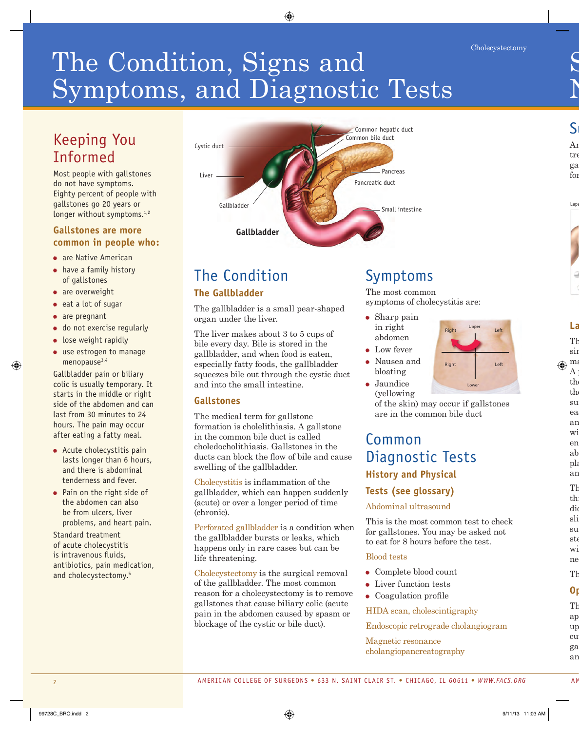# The Condition, Signs and Symptoms, and Diagnostic Tests

## Keeping You Informed

Most people with gallstones do not have symptoms. Eighty percent of people with gallstones go 20 years or longer without symptoms.[1,2]

### Gallstones are more common in people who:

- are Native American
- have a family history of gallstones
- are overweight
- eat a lot of sugar
- are pregnant
- do not exercise regularly
- lose weight rapidly
- use estrogen to manage menopause[3,4]

Gallbladder pain or biliary colic is usually temporary. It starts in the middle or right side of the abdomen and can last from 30 minutes to 24 hours. The pain may occur after eating a fatty meal.

- Acute cholecystitis pain lasts longer than 6 hours, and there is abdominal tenderness and fever.
- Pain on the right side of the abdomen can also be from ulcers, liver problems, and heart pain.

Standard treatment of acute cholecystitis is intravenous fluids, antibiotics, pain medication, and cholecystectomy.[5]

Cystic duct, Liver, Gallbladder, Common hepatic duct, Common bile duct, Pancreas, Pancreatic duct, Small intestine

**Gallbladder**

## The Condition

### The Gallbladder

The gallbladder is a small pear-shaped organ under the liver.

The liver makes about 3 to 5 cups of bile every day. Bile is stored in the gallbladder, and when food is eaten, especially fatty foods, the gallbladder squeezes bile out through the cystic duct and into the small intestine.

### Gallstones

The medical term for gallstone formation is cholelithiasis. A gallstone in the common bile duct is called choledocholithiasis. Gallstones in the ducts can block the flow of bile and cause swelling of the gallbladder.

Cholecystitis is inflammation of the gallbladder, which can happen suddenly (acute) or over a longer period of time (chronic).

Perforated gallbladder is a condition when the gallbladder bursts or leaks, which happens only in rare cases but can be life threatening.

Cholecystectomy is the surgical removal of the gallbladder. The most common reason for a cholecystectomy is to remove gallstones that cause biliary colic (acute pain in the abdomen caused by spasm or blockage of the cystic or bile duct).

## Symptoms

The most common symptoms of cholecystitis are:

- Sharp pain in right abdomen
- Low fever
- Nausea and bloating
- Jaundice (yellowing of the skin) may occur if gallstones are in the common bile duct

Upper, Lower, Right, Left, Right, Left

## Common Diagnostic Tests

### History and Physical

### Tests (see glossary)

Abdominal ultrasound

This is the most common test to check for gallstones. You may be asked not to eat for 8 hours before the test.

Blood tests

- Complete blood count
- Liver function tests
- Coagulation profile

HIDA scan, cholescintigraphy

Endoscopic retrograde cholangiogram

Magnetic resonance cholangiopancreatography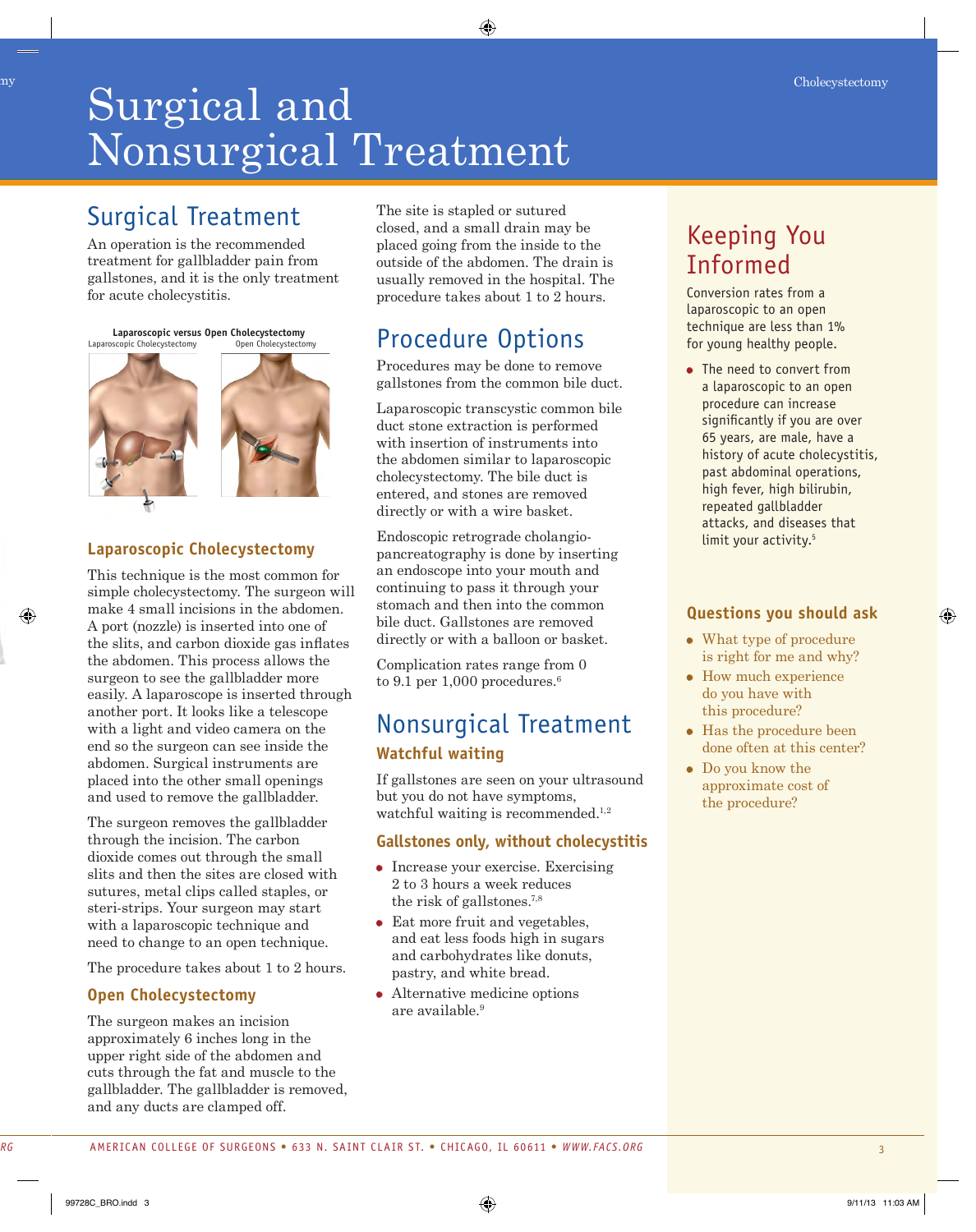# Surgical and Nonsurgical Treatment

## Surgical Treatment

An operation is the recommended treatment for gallbladder pain from gallstones, and it is the only treatment for acute cholecystitis.

**Laparoscopic versus Open Cholecystectomy**

Laparoscopic Cholecystectomy    Open Cholecystectomy

### Laparoscopic Cholecystectomy

This technique is the most common for simple cholecystectomy. The surgeon will make 4 small incisions in the abdomen. A port (nozzle) is inserted into one of the slits, and carbon dioxide gas inflates the abdomen. This process allows the surgeon to see the gallbladder more easily. A laparoscope is inserted through another port. It looks like a telescope with a light and video camera on the end so the surgeon can see inside the abdomen. Surgical instruments are placed into the other small openings and used to remove the gallbladder.

The surgeon removes the gallbladder through the incision. The carbon dioxide comes out through the small slits and then the sites are closed with sutures, metal clips called staples, or steri-strips. Your surgeon may start with a laparoscopic technique and need to change to an open technique.

The procedure takes about 1 to 2 hours.

### Open Cholecystectomy

The surgeon makes an incision approximately 6 inches long in the upper right side of the abdomen and cuts through the fat and muscle to the gallbladder. The gallbladder is removed, and any ducts are clamped off. The site is stapled or sutured closed, and a small drain may be placed going from the inside to the outside of the abdomen. The drain is usually removed in the hospital. The procedure takes about 1 to 2 hours.

## Procedure Options

Procedures may be done to remove gallstones from the common bile duct.

Laparoscopic transcystic common bile duct stone extraction is performed with insertion of instruments into the abdomen similar to laparoscopic cholecystectomy. The bile duct is entered, and stones are removed directly or with a wire basket.

Endoscopic retrograde cholangio-pancreatography is done by inserting an endoscope into your mouth and continuing to pass it through your stomach and then into the common bile duct. Gallstones are removed directly or with a balloon or basket.

Complication rates range from 0 to 9.1 per 1,000 procedures.[6]

## Nonsurgical Treatment

### Watchful waiting

If gallstones are seen on your ultrasound but you do not have symptoms, watchful waiting is recommended.[1,2]

### Gallstones only, without cholecystitis

- Increase your exercise. Exercising 2 to 3 hours a week reduces the risk of gallstones.[7,8]
- Eat more fruit and vegetables, and eat less foods high in sugars and carbohydrates like donuts, pastry, and white bread.
- Alternative medicine options are available.[9]

## Keeping You Informed

Conversion rates from a laparoscopic to an open technique are less than 1% for young healthy people.

- The need to convert from a laparoscopic to an open procedure can increase significantly if you are over 65 years, are male, have a history of acute cholecystitis, past abdominal operations, high fever, high bilirubin, repeated gallbladder attacks, and diseases that limit your activity.[5]

### Questions you should ask

- What type of procedure is right for me and why?
- How much experience do you have with this procedure?
- Has the procedure been done often at this center?
- Do you know the approximate cost of the procedure?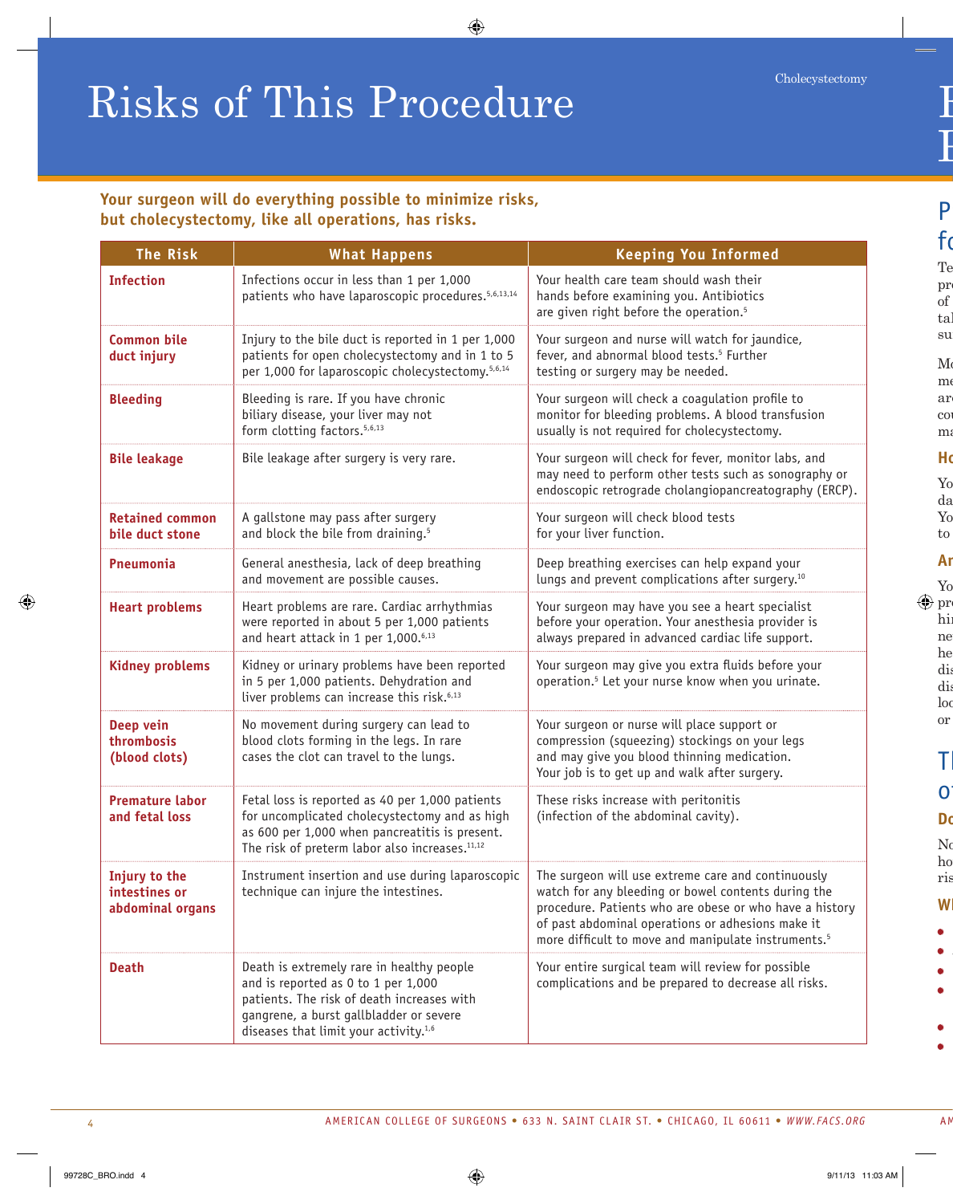# Risks of This Procedure

**Your surgeon will do everything possible to minimize risks, but cholecystectomy, like all operations, has risks.**

| The Risk | What Happens | Keeping You Informed |
|---|---|---|
| **Infection** | Infections occur in less than 1 per 1,000 patients who have laparoscopic procedures.[5,6,13,14] | Your health care team should wash their hands before examining you. Antibiotics are given right before the operation.[5] |
| **Common bile duct injury** | Injury to the bile duct is reported in 1 per 1,000 patients for open cholecystectomy and in 1 to 5 per 1,000 for laparoscopic cholecystectomy.[5,6,14] | Your surgeon and nurse will watch for jaundice, fever, and abnormal blood tests.[5] Further testing or surgery may be needed. |
| **Bleeding** | Bleeding is rare. If you have chronic biliary disease, your liver may not form clotting factors.[5,6,13] | Your surgeon will check a coagulation profile to monitor for bleeding problems. A blood transfusion usually is not required for cholecystectomy. |
| **Bile leakage** | Bile leakage after surgery is very rare. | Your surgeon will check for fever, monitor labs, and may need to perform other tests such as sonography or endoscopic retrograde cholangiopancreatography (ERCP). |
| **Retained common bile duct stone** | A gallstone may pass after surgery and block the bile from draining.[5] | Your surgeon will check blood tests for your liver function. |
| **Pneumonia** | General anesthesia, lack of deep breathing and movement are possible causes. | Deep breathing exercises can help expand your lungs and prevent complications after surgery.[10] |
| **Heart problems** | Heart problems are rare. Cardiac arrhythmias were reported in about 5 per 1,000 patients and heart attack in 1 per 1,000.[6,13] | Your surgeon may have you see a heart specialist before your operation. Your anesthesia provider is always prepared in advanced cardiac life support. |
| **Kidney problems** | Kidney or urinary problems have been reported in 5 per 1,000 patients. Dehydration and liver problems can increase this risk.[6,13] | Your surgeon may give you extra fluids before your operation.[5] Let your nurse know when you urinate. |
| **Deep vein thrombosis (blood clots)** | No movement during surgery can lead to blood clots forming in the legs. In rare cases the clot can travel to the lungs. | Your surgeon or nurse will place support or compression (squeezing) stockings on your legs and may give you blood thinning medication. Your job is to get up and walk after surgery. |
| **Premature labor and fetal loss** | Fetal loss is reported as 40 per 1,000 patients for uncomplicated cholecystectomy and as high as 600 per 1,000 when pancreatitis is present. The risk of preterm labor also increases.[11,12] | These risks increase with peritonitis (infection of the abdominal cavity). |
| **Injury to the intestines or abdominal organs** | Instrument insertion and use during laparoscopic technique can injure the intestines. | The surgeon will use extreme care and continuously watch for any bleeding or bowel contents during the procedure. Patients who are obese or who have a history of past abdominal operations or adhesions make it more difficult to move and manipulate instruments.[5] |
| **Death** | Death is extremely rare in healthy people and is reported as 0 to 1 per 1,000 patients. The risk of death increases with gangrene, a burst gallbladder or severe diseases that limit your activity.[1,6] | Your entire surgical team will review for possible complications and be prepared to decrease all risks. |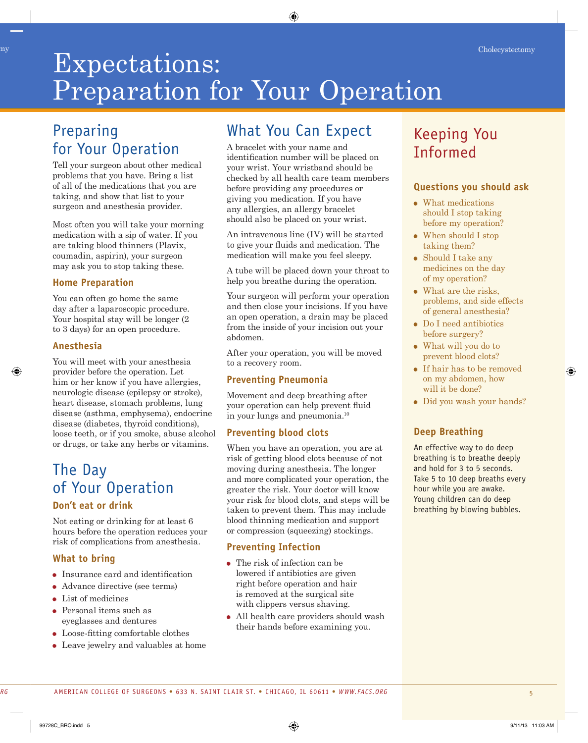# Expectations: Preparation for Your Operation

## Preparing for Your Operation

Tell your surgeon about other medical problems that you have. Bring a list of all of the medications that you are taking, and show that list to your surgeon and anesthesia provider.

Most often you will take your morning medication with a sip of water. If you are taking blood thinners (Plavix, coumadin, aspirin), your surgeon may ask you to stop taking these.

### Home Preparation

You can often go home the same day after a laparoscopic procedure. Your hospital stay will be longer (2 to 3 days) for an open procedure.

### Anesthesia

You will meet with your anesthesia provider before the operation. Let him or her know if you have allergies, neurologic disease (epilepsy or stroke), heart disease, stomach problems, lung disease (asthma, emphysema), endocrine disease (diabetes, thyroid conditions), loose teeth, or if you smoke, abuse alcohol or drugs, or take any herbs or vitamins.

## The Day of Your Operation

### Don't eat or drink

Not eating or drinking for at least 6 hours before the operation reduces your risk of complications from anesthesia.

### What to bring

- Insurance card and identification
- Advance directive (see terms)
- List of medicines
- Personal items such as eyeglasses and dentures
- Loose-fitting comfortable clothes
- Leave jewelry and valuables at home

## What You Can Expect

A bracelet with your name and identification number will be placed on your wrist. Your wristband should be checked by all health care team members before providing any procedures or giving you medication. If you have any allergies, an allergy bracelet should also be placed on your wrist.

An intravenous line (IV) will be started to give your fluids and medication. The medication will make you feel sleepy.

A tube will be placed down your throat to help you breathe during the operation.

Your surgeon will perform your operation and then close your incisions. If you have an open operation, a drain may be placed from the inside of your incision out your abdomen.

After your operation, you will be moved to a recovery room.

### Preventing Pneumonia

Movement and deep breathing after your operation can help prevent fluid in your lungs and pneumonia.[10]

### Preventing blood clots

When you have an operation, you are at risk of getting blood clots because of not moving during anesthesia. The longer and more complicated your operation, the greater the risk. Your doctor will know your risk for blood clots, and steps will be taken to prevent them. This may include blood thinning medication and support or compression (squeezing) stockings.

### Preventing Infection

- The risk of infection can be lowered if antibiotics are given right before operation and hair is removed at the surgical site with clippers versus shaving.
- All health care providers should wash their hands before examining you.

## Keeping You Informed

### Questions you should ask

- What medications should I stop taking before my operation?
- When should I stop taking them?
- Should I take any medicines on the day of my operation?
- What are the risks, problems, and side effects of general anesthesia?
- Do I need antibiotics before surgery?
- What will you do to prevent blood clots?
- If hair has to be removed on my abdomen, how will it be done?
- Did you wash your hands?

### Deep Breathing

An effective way to do deep breathing is to breathe deeply and hold for 3 to 5 seconds. Take 5 to 10 deep breaths every hour while you are awake. Young children can do deep breathing by blowing bubbles.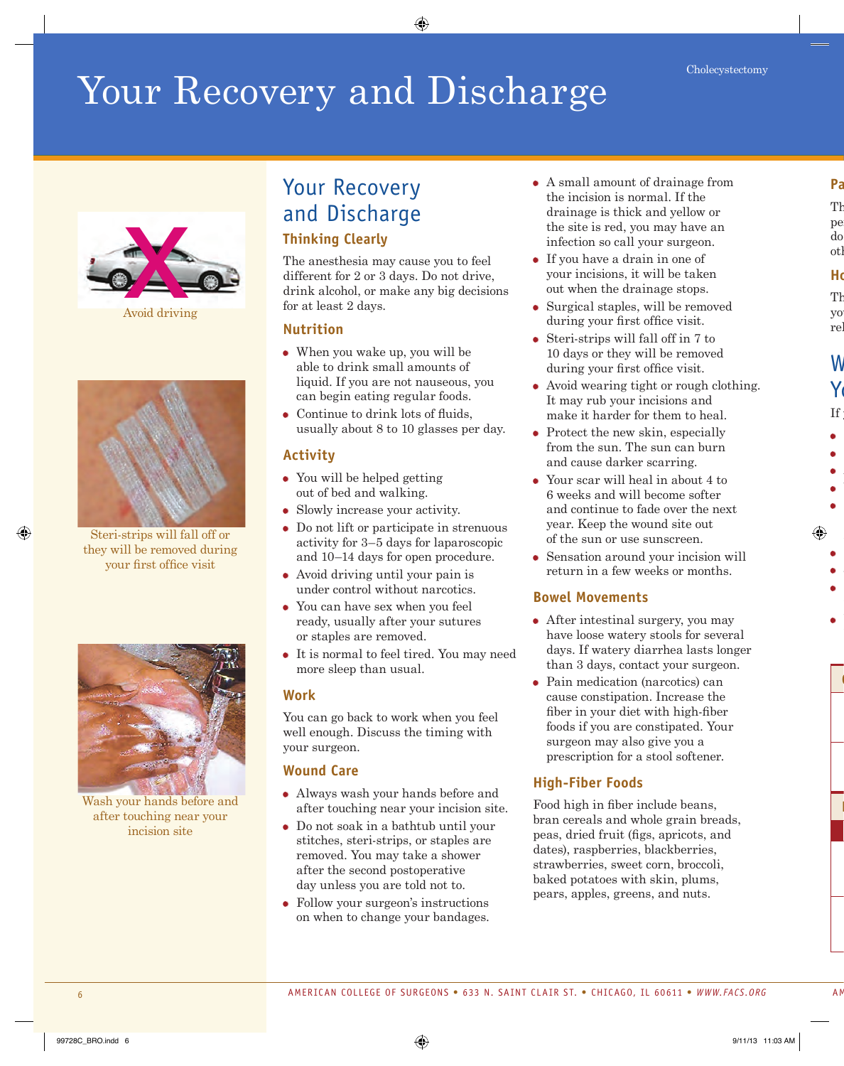# Your Recovery and Discharge

Avoid driving

Steri-strips will fall off or they will be removed during your first office visit

Wash your hands before and after touching near your incision site

## Your Recovery and Discharge

### Thinking Clearly

The anesthesia may cause you to feel different for 2 or 3 days. Do not drive, drink alcohol, or make any big decisions for at least 2 days.

### Nutrition

- When you wake up, you will be able to drink small amounts of liquid. If you are not nauseous, you can begin eating regular foods.
- Continue to drink lots of fluids, usually about 8 to 10 glasses per day.

### Activity

- You will be helped getting out of bed and walking.
- Slowly increase your activity.
- Do not lift or participate in strenuous activity for 3–5 days for laparoscopic and 10–14 days for open procedure.
- Avoid driving until your pain is under control without narcotics.
- You can have sex when you feel ready, usually after your sutures or staples are removed.
- It is normal to feel tired. You may need more sleep than usual.

### Work

You can go back to work when you feel well enough. Discuss the timing with your surgeon.

### Wound Care

- Always wash your hands before and after touching near your incision site.
- Do not soak in a bathtub until your stitches, steri-strips, or staples are removed. You may take a shower after the second postoperative day unless you are told not to.
- Follow your surgeon's instructions on when to change your bandages.
- A small amount of drainage from the incision is normal. If the drainage is thick and yellow or the site is red, you may have an infection so call your surgeon.
- If you have a drain in one of your incisions, it will be taken out when the drainage stops.
- Surgical staples, will be removed during your first office visit.
- Steri-strips will fall off in 7 to 10 days or they will be removed during your first office visit.
- Avoid wearing tight or rough clothing. It may rub your incisions and make it harder for them to heal.
- Protect the new skin, especially from the sun. The sun can burn and cause darker scarring.
- Your scar will heal in about 4 to 6 weeks and will become softer and continue to fade over the next year. Keep the wound site out of the sun or use sunscreen.
- Sensation around your incision will return in a few weeks or months.

### Bowel Movements

- After intestinal surgery, you may have loose watery stools for several days. If watery diarrhea lasts longer than 3 days, contact your surgeon.
- Pain medication (narcotics) can cause constipation. Increase the fiber in your diet with high-fiber foods if you are constipated. Your surgeon may also give you a prescription for a stool softener.

### High-Fiber Foods

Food high in fiber include beans, bran cereals and whole grain breads, peas, dried fruit (figs, apricots, and dates), raspberries, blackberries, strawberries, sweet corn, broccoli, baked potatoes with skin, plums, pears, apples, greens, and nuts.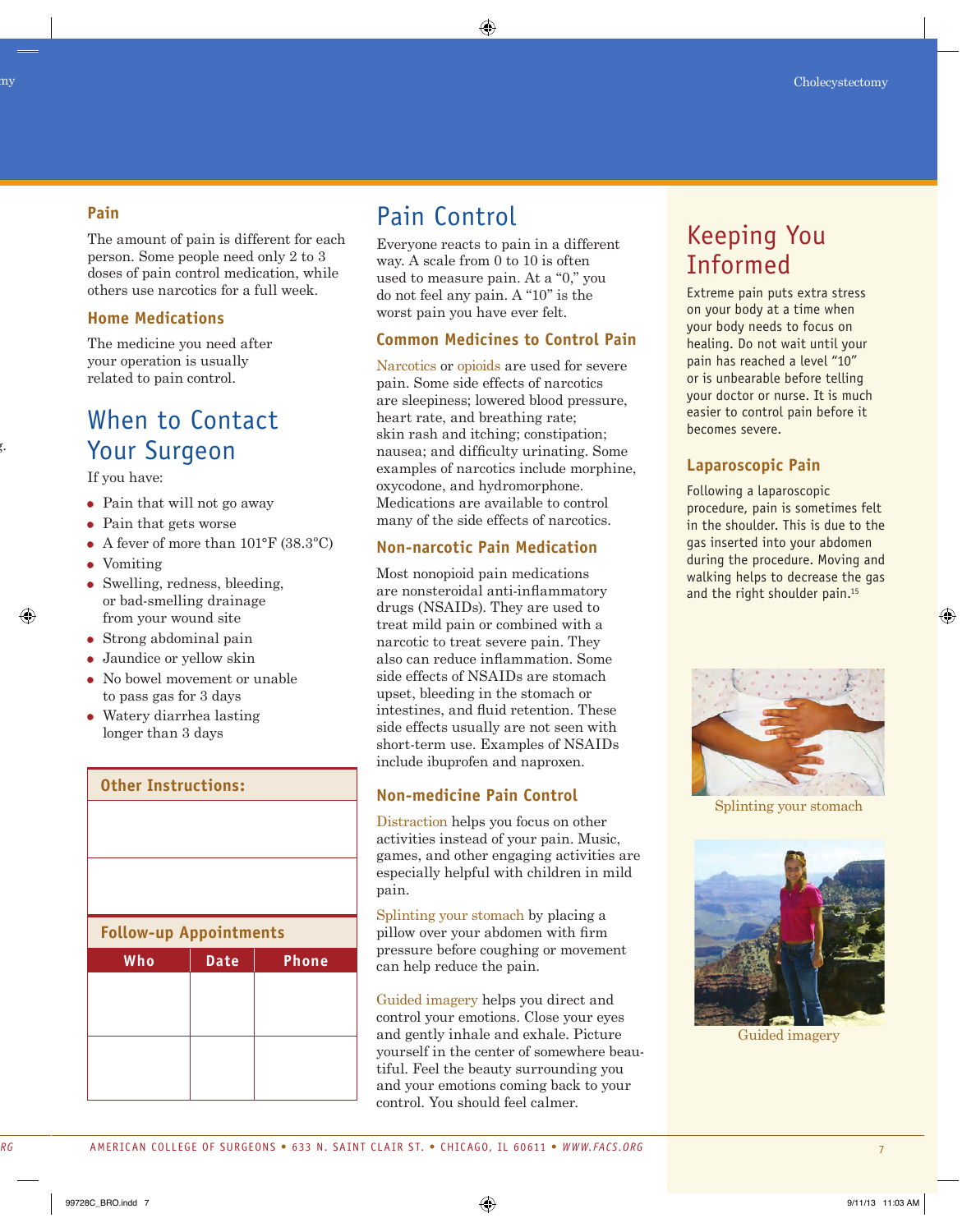### Pain

The amount of pain is different for each person. Some people need only 2 to 3 doses of pain control medication, while others use narcotics for a full week.

### Home Medications

The medicine you need after your operation is usually related to pain control.

## When to Contact Your Surgeon

If you have:

- Pain that will not go away
- Pain that gets worse
- A fever of more than 101°F (38.3°C)
- Vomiting
- Swelling, redness, bleeding, or bad-smelling drainage from your wound site
- Strong abdominal pain
- Jaundice or yellow skin
- No bowel movement or unable to pass gas for 3 days
- Watery diarrhea lasting longer than 3 days

**Other Instructions:**

**Follow-up Appointments**

| Who | Date | Phone |
|---|---|---|
| | | |
| | | |

## Pain Control

Everyone reacts to pain in a different way. A scale from 0 to 10 is often used to measure pain. At a "0," you do not feel any pain. A "10" is the worst pain you have ever felt.

### Common Medicines to Control Pain

Narcotics or opioids are used for severe pain. Some side effects of narcotics are sleepiness; lowered blood pressure, heart rate, and breathing rate; skin rash and itching; constipation; nausea; and difficulty urinating. Some examples of narcotics include morphine, oxycodone, and hydromorphone. Medications are available to control many of the side effects of narcotics.

### Non-narcotic Pain Medication

Most nonopioid pain medications are nonsteroidal anti-inflammatory drugs (NSAIDs). They are used to treat mild pain or combined with a narcotic to treat severe pain. They also can reduce inflammation. Some side effects of NSAIDs are stomach upset, bleeding in the stomach or intestines, and fluid retention. These side effects usually are not seen with short-term use. Examples of NSAIDs include ibuprofen and naproxen.

### Non-medicine Pain Control

Distraction helps you focus on other activities instead of your pain. Music, games, and other engaging activities are especially helpful with children in mild pain.

Splinting your stomach by placing a pillow over your abdomen with firm pressure before coughing or movement can help reduce the pain.

Guided imagery helps you direct and control your emotions. Close your eyes and gently inhale and exhale. Picture yourself in the center of somewhere beautiful. Feel the beauty surrounding you and your emotions coming back to your control. You should feel calmer.

## Keeping You Informed

Extreme pain puts extra stress on your body at a time when your body needs to focus on healing. Do not wait until your pain has reached a level "10" or is unbearable before telling your doctor or nurse. It is much easier to control pain before it becomes severe.

### Laparoscopic Pain

Following a laparoscopic procedure, pain is sometimes felt in the shoulder. This is due to the gas inserted into your abdomen during the procedure. Moving and walking helps to decrease the gas and the right shoulder pain.[15]

Splinting your stomach

Guided imagery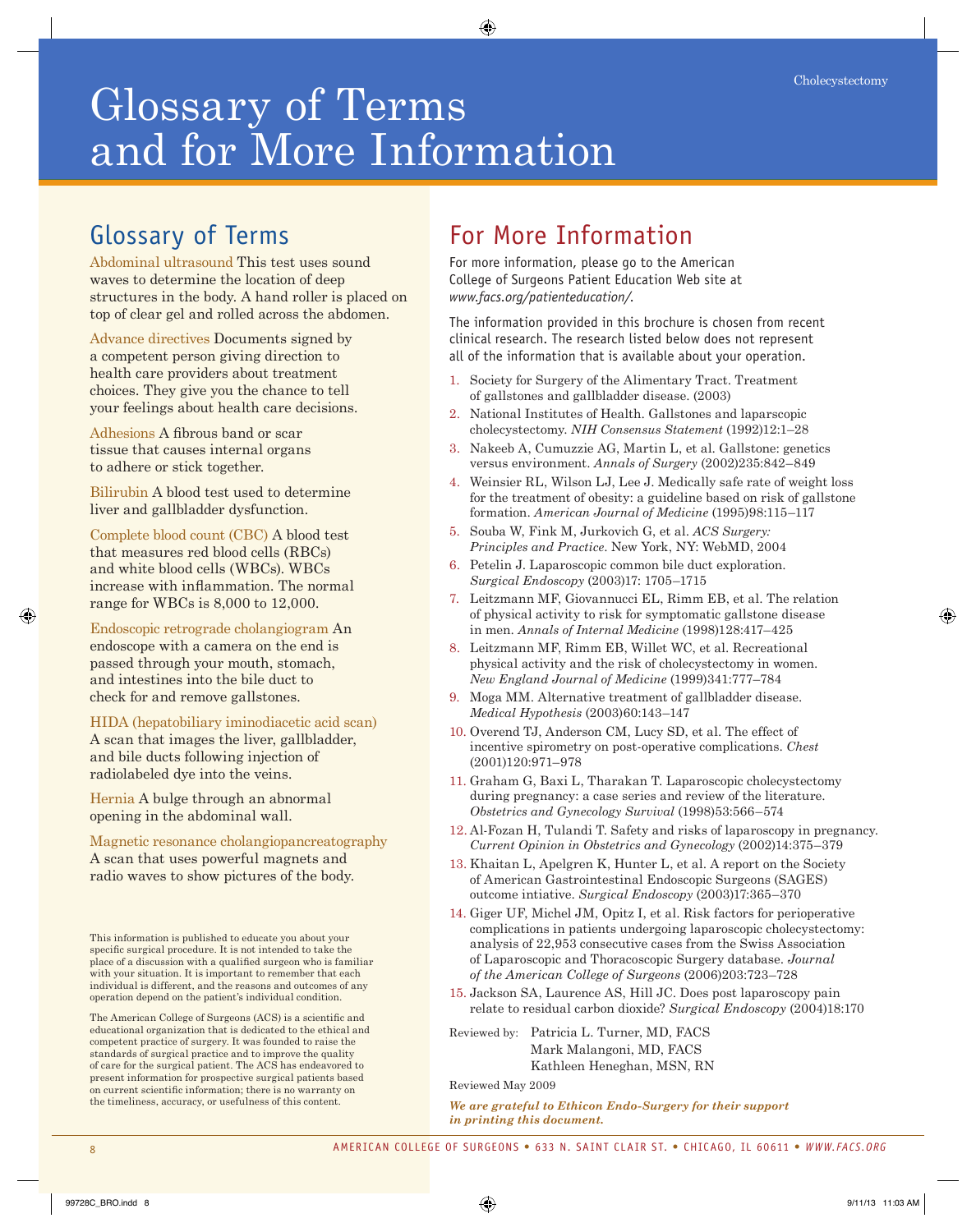# Glossary of Terms and for More Information

## Glossary of Terms

**Abdominal ultrasound** This test uses sound waves to determine the location of deep structures in the body. A hand roller is placed on top of clear gel and rolled across the abdomen.

**Advance directives** Documents signed by a competent person giving direction to health care providers about treatment choices. They give you the chance to tell your feelings about health care decisions.

**Adhesions** A fibrous band or scar tissue that causes internal organs to adhere or stick together.

**Bilirubin** A blood test used to determine liver and gallbladder dysfunction.

**Complete blood count (CBC)** A blood test that measures red blood cells (RBCs) and white blood cells (WBCs). WBCs increase with inflammation. The normal range for WBCs is 8,000 to 12,000.

**Endoscopic retrograde cholangiogram** An endoscope with a camera on the end is passed through your mouth, stomach, and intestines into the bile duct to check for and remove gallstones.

**HIDA (hepatobiliary iminodiacetic acid scan)** A scan that images the liver, gallbladder, and bile ducts following injection of radiolabeled dye into the veins.

**Hernia** A bulge through an abnormal opening in the abdominal wall.

**Magnetic resonance cholangiopancreatography** A scan that uses powerful magnets and radio waves to show pictures of the body.

This information is published to educate you about your specific surgical procedure. It is not intended to take the place of a discussion with a qualified surgeon who is familiar with your situation. It is important to remember that each individual is different, and the reasons and outcomes of any operation depend on the patient's individual condition.

The American College of Surgeons (ACS) is a scientific and educational organization that is dedicated to the ethical and competent practice of surgery. It was founded to raise the standards of surgical practice and to improve the quality of care for the surgical patient. The ACS has endeavored to present information for prospective surgical patients based on current scientific information; there is no warranty on the timeliness, accuracy, or usefulness of this content.

## For More Information

For more information, please go to the American College of Surgeons Patient Education Web site at *www.facs.org/patienteducation/*.

The information provided in this brochure is chosen from recent clinical research. The research listed below does not represent all of the information that is available about your operation.

1. Society for Surgery of the Alimentary Tract. Treatment of gallstones and gallbladder disease. (2003)
2. National Institutes of Health. Gallstones and laparscopic cholecystectomy. *NIH Consensus Statement* (1992)12:1–28
3. Nakeeb A, Cumuzzie AG, Martin L, et al. Gallstone: genetics versus environment. *Annals of Surgery* (2002)235:842–849
4. Weinsier RL, Wilson LJ, Lee J. Medically safe rate of weight loss for the treatment of obesity: a guideline based on risk of gallstone formation. *American Journal of Medicine* (1995)98:115–117
5. Souba W, Fink M, Jurkovich G, et al. *ACS Surgery: Principles and Practice*. New York, NY: WebMD, 2004
6. Petelin J. Laparoscopic common bile duct exploration. *Surgical Endoscopy* (2003)17: 1705–1715
7. Leitzmann MF, Giovannucci EL, Rimm EB, et al. The relation of physical activity to risk for symptomatic gallstone disease in men. *Annals of Internal Medicine* (1998)128:417–425
8. Leitzmann MF, Rimm EB, Willet WC, et al. Recreational physical activity and the risk of cholecystectomy in women. *New England Journal of Medicine* (1999)341:777–784
9. Moga MM. Alternative treatment of gallbladder disease. *Medical Hypothesis* (2003)60:143–147
10. Overend TJ, Anderson CM, Lucy SD, et al. The effect of incentive spirometry on post-operative complications. *Chest* (2001)120:971–978
11. Graham G, Baxi L, Tharakan T. Laparoscopic cholecystectomy during pregnancy: a case series and review of the literature. *Obstetrics and Gynecology Survival* (1998)53:566–574
12. Al-Fozan H, Tulandi T. Safety and risks of laparoscopy in pregnancy. *Current Opinion in Obstetrics and Gynecology* (2002)14:375–379
13. Khaitan L, Apelgren K, Hunter L, et al. A report on the Society of American Gastrointestinal Endoscopic Surgeons (SAGES) outcome intiative. *Surgical Endoscopy* (2003)17:365–370
14. Giger UF, Michel JM, Opitz I, et al. Risk factors for perioperative complications in patients undergoing laparoscopic cholecystectomy: analysis of 22,953 consecutive cases from the Swiss Association of Laparoscopic and Thoracoscopic Surgery database. *Journal of the American College of Surgeons* (2006)203:723–728
15. Jackson SA, Laurence AS, Hill JC. Does post laparoscopy pain relate to residual carbon dioxide? *Surgical Endoscopy* (2004)18:170

Reviewed by: Patricia L. Turner, MD, FACS
Mark Malangoni, MD, FACS
Kathleen Heneghan, MSN, RN

Reviewed May 2009

***We are grateful to Ethicon Endo-Surgery for their support in printing this document.***

AMERICAN COLLEGE OF SURGEONS • 633 N. SAINT CLAIR ST. • CHICAGO, IL 60611 • *WWW.FACS.ORG*